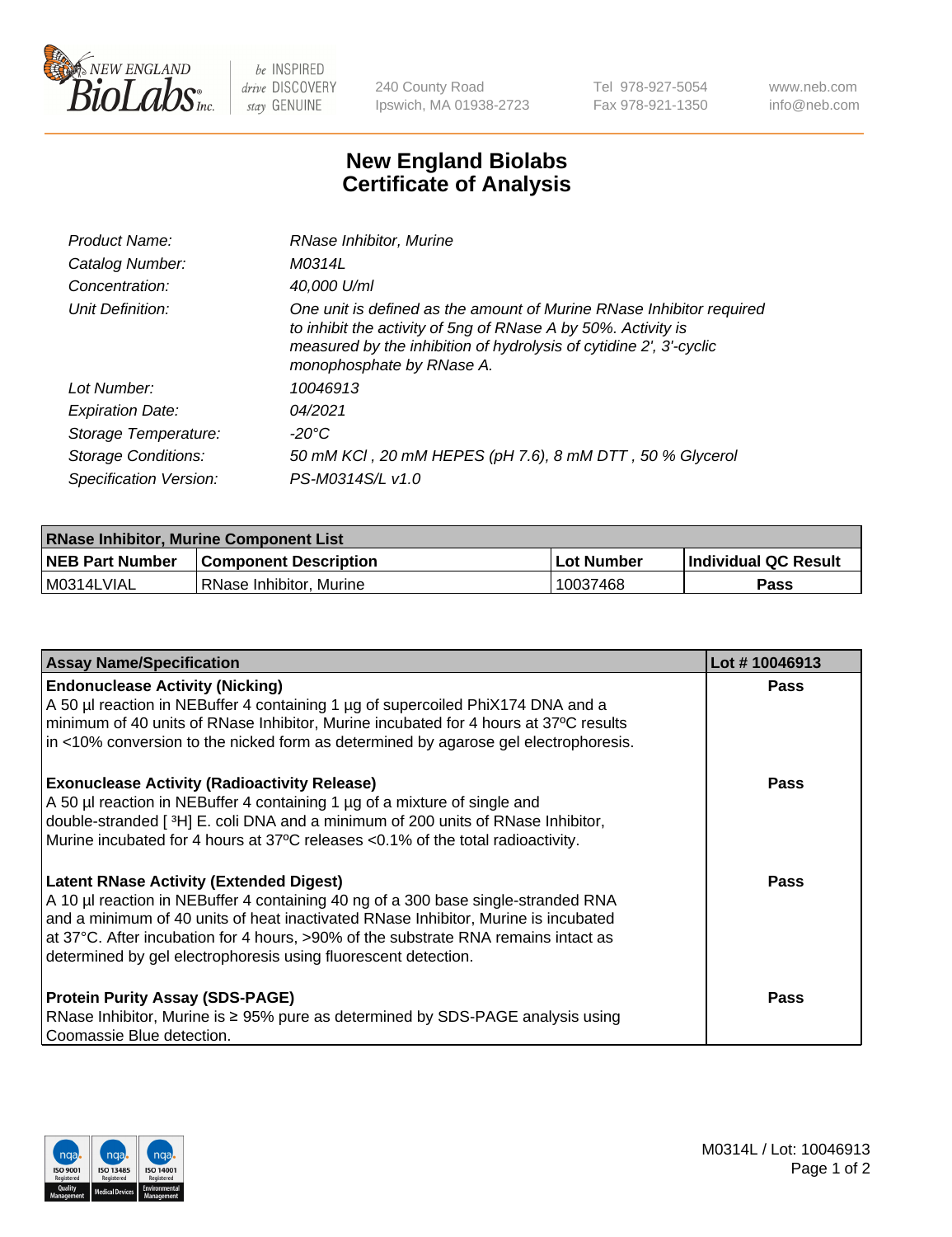# New England Biolabs Certificate of Analysis

| | |
|---|---|
| *Product Name:* | *RNase Inhibitor, Murine* |
| *Catalog Number:* | *M0314L* |
| *Concentration:* | *40,000 U/ml* |
| *Unit Definition:* | *One unit is defined as the amount of Murine RNase Inhibitor required to inhibit the activity of 5ng of RNase A by 50%. Activity is measured by the inhibition of hydrolysis of cytidine 2', 3'-cyclic monophosphate by RNase A.* |
| *Lot Number:* | *10046913* |
| *Expiration Date:* | *04/2021* |
| *Storage Temperature:* | *-20°C* |
| *Storage Conditions:* | *50 mM KCl , 20 mM HEPES (pH 7.6), 8 mM DTT , 50 % Glycerol* |
| *Specification Version:* | *PS-M0314S/L v1.0* |

| **RNase Inhibitor, Murine Component List** | | | |
|---|---|---|---|
| **NEB Part Number** | **Component Description** | **Lot Number** | **Individual QC Result** |
| M0314LVIAL | RNase Inhibitor, Murine | 10037468 | **Pass** |

| **Assay Name/Specification** | **Lot # 10046913** |
|---|---|
| **Endonuclease Activity (Nicking)** A 50 µl reaction in NEBuffer 4 containing 1 µg of supercoiled PhiX174 DNA and a minimum of 40 units of RNase Inhibitor, Murine incubated for 4 hours at 37ºC results in <10% conversion to the nicked form as determined by agarose gel electrophoresis. | **Pass** |
| **Exonuclease Activity (Radioactivity Release)** A 50 µl reaction in NEBuffer 4 containing 1 µg of a mixture of single and double-stranded [ $^3$H] E. coli DNA and a minimum of 200 units of RNase Inhibitor, Murine incubated for 4 hours at 37ºC releases <0.1% of the total radioactivity. | **Pass** |
| **Latent RNase Activity (Extended Digest)** A 10 µl reaction in NEBuffer 4 containing 40 ng of a 300 base single-stranded RNA and a minimum of 40 units of heat inactivated RNase Inhibitor, Murine is incubated at 37°C. After incubation for 4 hours, >90% of the substrate RNA remains intact as determined by gel electrophoresis using fluorescent detection. | **Pass** |
| **Protein Purity Assay (SDS-PAGE)** RNase Inhibitor, Murine is ≥ 95% pure as determined by SDS-PAGE analysis using Coomassie Blue detection. | **Pass** |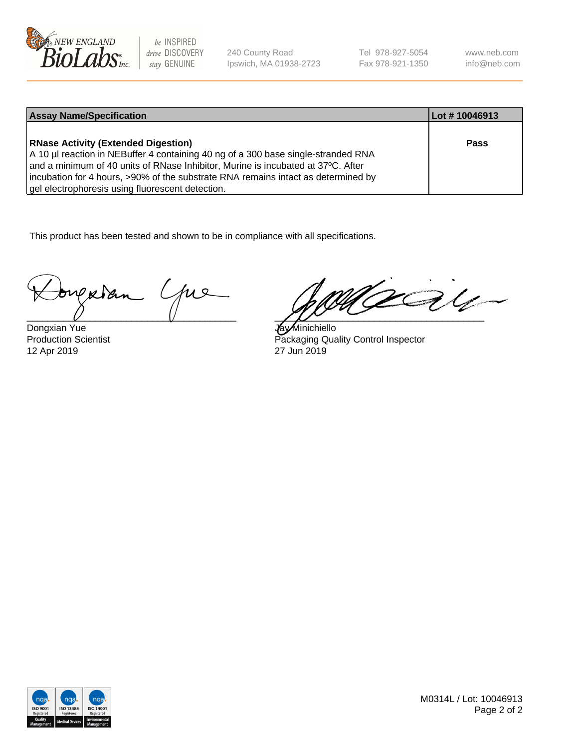| Assay Name/Specification | Lot # 10046913 |
| --- | --- |
| **RNase Activity (Extended Digestion)**<br>A 10 µl reaction in NEBuffer 4 containing 40 ng of a 300 base single-stranded RNA and a minimum of 40 units of RNase Inhibitor, Murine is incubated at 37ºC. After incubation for 4 hours, >90% of the substrate RNA remains intact as determined by gel electrophoresis using fluorescent detection. | **Pass** |

This product has been tested and shown to be in compliance with all specifications.

Dongxian Yue
Production Scientist
12 Apr 2019

Jay Minichiello
Packaging Quality Control Inspector
27 Jun 2019

M0314L / Lot: 10046913